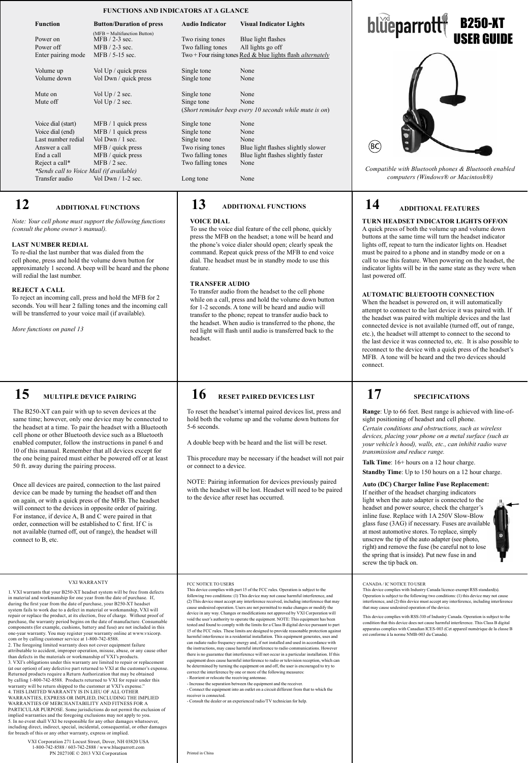## FUNCTIONS AND INDICATORS AT A GLANCE

| Function | Button/Duration of press (MFB = Multifunction Button) | Audio Indicator | Visual Indicator Lights |
|---|---|---|---|
| Power on | MFB / 2-3 sec. | Two rising tones | Blue light flashes |
| Power off | MFB / 2-3 sec. | Two falling tones | All lights go off |
| Enter pairing mode | MFB / 5-15 sec. | Two + Four rising tones | Red & blue lights flash *alternately* |
| Volume up | Vol Up / quick press | Single tone | None |
| Volume down | Vol Dwn / quick press | Single tone | None |
| Mute on | Vol Up / 2 sec. | Single tone | None |
| Mute off | Vol Up / 2 sec. | Singe tone | None |
| | | (*Short reminder beep every 10 seconds while mute is on*) | |
| Voice dial (start) | MFB / 1 quick press | Single tone | None |
| Voice dial (end) | MFB / 1 quick press | Single tone | None |
| Last number redial | Vol Dwn / 1 sec. | Single tone | None |
| Answer a call | MFB / quick press | Two rising tones | Blue light flashes slightly slower |
| End a call | MFB / quick press | Two falling tones | Blue light flashes slightly faster |
| Reject a call* | MFB / 2 sec. | Two falling tones | None |
| *Sends call to Voice Mail (if available) | | | |
| Transfer audio | Vol Dwn / 1-2 sec. | Long tone | None |

# blueparrott B250-XT USER GUIDE

*Compatible with Bluetooth phones & Bluetooth enabled computers (Windows® or Macintosh®)*

## 12 ADDITIONAL FUNCTIONS

*Note: Your cell phone must support the following functions (consult the phone owner's manual).*

**LAST NUMBER REDIAL**
To re-dial the last number that was dialed from the cell phone, press and hold the volume down button for approximately 1 second. A beep will be heard and the phone will redial the last number.

**REJECT A CALL**
To reject an incoming call, press and hold the MFB for 2 seconds. You will hear 2 falling tones and the incoming call will be transferred to your voice mail (if available).

*More functions on panel 13*

## 13 ADDITIONAL FUNCTIONS

**VOICE DIAL**
To use the voice dial feature of the cell phone, quickly press the MFB on the headset; a tone will be heard and the phone's voice dialer should open; clearly speak the command. Repeat quick press of the MFB to end voice dial. The headset must be in standby mode to use this feature.

**TRANSFER AUDIO**
To transfer audio from the headset to the cell phone while on a call, press and hold the volume down button for 1-2 seconds. A tone will be heard and audio will transfer to the phone; repeat to transfer audio back to the headset. When audio is transferred to the phone, the red light will flash until audio is transferred back to the headset.

## 14 ADDITIONAL FEATURES

**TURN HEADSET INDICATOR LIGHTS OFF/ON**
A quick press of both the volume up and volume down buttons at the same time will turn the headset indicator lights off, repeat to turn the indicator lights on. Headset must be paired to a phone and in standby mode or on a call to use this feature. When powering on the headset, the indicator lights will be in the same state as they were when last powered off.

**AUTOMATIC BLUETOOTH CONNECTION**
When the headset is powered on, it will automatically attempt to connect to the last device it was paired with. If the headset was paired with multiple devices and the last connected device is not available (turned off, out of range, etc.), the headset will attempt to connect to the second to the last device it was connected to, etc. It is also possible to reconnect to the device with a quick press of the headset's MFB. A tone will be heard and the two devices should connect.

## 15 MULTIPLE DEVICE PAIRING

The B250-XT can pair with up to seven devices at the same time; however, only one device may be connected to the headset at a time. To pair the headset with a Bluetooth cell phone or other Bluetooth device such as a Bluetooth enabled computer, follow the instructions in panel 6 and 10 of this manual. Remember that all devices except for the one being paired must either be powered off or at least 50 ft. away during the pairing process.

Once all devices are paired, connection to the last paired device can be made by turning the headset off and then on again, or with a quick press of the MFB. The headset will connect to the devices in opposite order of pairing. For instance, if device A, B and C were paired in that order, connection will be established to C first. If C is not available (turned off, out of range), the headset will connect to B, etc.

## 16 RESET PAIRED DEVICES LIST

To reset the headset's internal paired devices list, press and hold both the volume up and the volume down buttons for 5-6 seconds.

A double beep with be heard and the list will be reset.

This procedure may be necessary if the headset will not pair or connect to a device.

NOTE: Pairing information for devices previously paired with the headset will be lost. Headset will need to be paired to the device after reset has occurred.

## 17 SPECIFICATIONS

**Range**: Up to 66 feet. Best range is achieved with line-of-sight positioning of headset and cell phone.

*Certain conditions and obstructions, such as wireless devices, placing your phone on a metal surface (such as your vehicle's hood), walls, etc., can inhibit radio wave transmission and reduce range.*

**Talk Time**: 16+ hours on a 12 hour charge.

**Standby Time**: Up to 150 hours on a 12 hour charge.

**Auto (DC) Charger Inline Fuse Replacement:**
If neither of the headset charging indicators light when the auto adapter is connected to the headset and power source, check the charger's inline fuse. Replace with 1A 250V Slow-Blow glass fuse (3AG) if necessary. Fuses are available at most automotive stores. To replace, simply unscrew the tip of the auto adapter (see photo, right) and remove the fuse (be careful not to lose the spring that is inside). Put new fuse in and screw the tip back on.

### VXI WARRANTY

1. VXI warrants that your B250-XT headset system will be free from defects in material and workmanship for one year from the date of purchase. If, during the first year from the date of purchase, your B250-XT headset system fails to work due to a defect in material or workmanship, VXI will repair or replace the product, at its election, free of charge. Without proof of purchase, the warranty period begins on the date of manufacture. Consumable components (for example, cushions, battery and fuse) are not included in this one-year warranty. You may register your warranty online at www.vxicorp.com or by calling customer service at 1-800-742-8588.
2. The foregoing limited warranty does not cover equipment failure attributable to accident, improper operation, misuse, abuse, or any cause other than defects in the materials or workmanship of VXI's products.
3. VXI's obligations under this warranty are limited to repair or replacement (at our option) of any defective part returned to VXI at the customer's expense. Returned products require a Return Authorization that may be obtained by calling 1-800-742-8588. Products returned to VXI for repair under this warranty will be return shipped to the customer at VXI's expense."
4. THIS LIMITED WARRANTY IS IN LIEU OF ALL OTHER WARRANTIES, EXPRESS OR IMPLIED, INCLUDING THE IMPLIED WARRANTIES OF MERCHANTABILITY AND FITNESS FOR A PARTICULAR PURPOSE. Some jurisdictions do not permit the exclusion of implied warranties and the foregoing exclusions may not apply to you.
5. In no event shall VXI be responsible for any other damages whatsoever, including direct, indirect, special, incidental, consequential, or other damages for breach of this or any other warranty, express or implied.

VXI Corporation 271 Locust Street, Dover, NH 03820 USA
1-800-742-8588 / 603-742-2888 / www.blueparrott.com
PN 202710E © 2013 VXI Corporation

### FCC NOTICE TO USERS

This device complies with part 15 of the FCC rules. Operation is subject to the following two conditions: (1) This device may not cause harmful interference, and (2) This device must accept any interference received, including interference that may cause undesired operation. Users are not permitted to make changes or modify the device in any way. Changes or modifications not approved by VXI Corporation will void the user's authority to operate the equipment. NOTE: This equipment has been tested and found to comply with the limits for a Class B digital device pursuant to part 15 of the FCC rules. These limits are designed to provide reasonable protection against harmful interference in a residential installation. This equipment generates, uses and can radiate radio frequency energy and, if not installed and used in accordance with the instructions, may cause harmful interference to radio communications. However there is no guarantee that interference will not occur in a particular installation. If this equipment does cause harmful interference to radio or television reception, which can be determined by turning the equipment on and off, the user is encouraged to try to correct the interference by one or more of the following measures:
- Reorient or relocate the receiving antennae.
- Increase the separation between the equipment and the receiver.
- Connect the equipment into an outlet on a circuit different from that to which the receiver is connected.
- Consult the dealer or an experienced radio/TV technician for help.

Printed in China

### CANADA / IC NOTICE TO USER

This device complies with Industry Canada licence-exempt RSS standard(s). Operation is subject to the following two conditions: (1) this device may not cause interference, and (2) this device must accept any interference, including interference that may cause undesired operation of the device.

This device complies with RSS-310 of Industry Canada. Operation is subject to the condition that this device does not cause harmful interference. This Class B digital apparatus complies with Canadian ICES-003 (Cet appareil numérique de la classe B est conforme à la norme NMB-003 du Canada).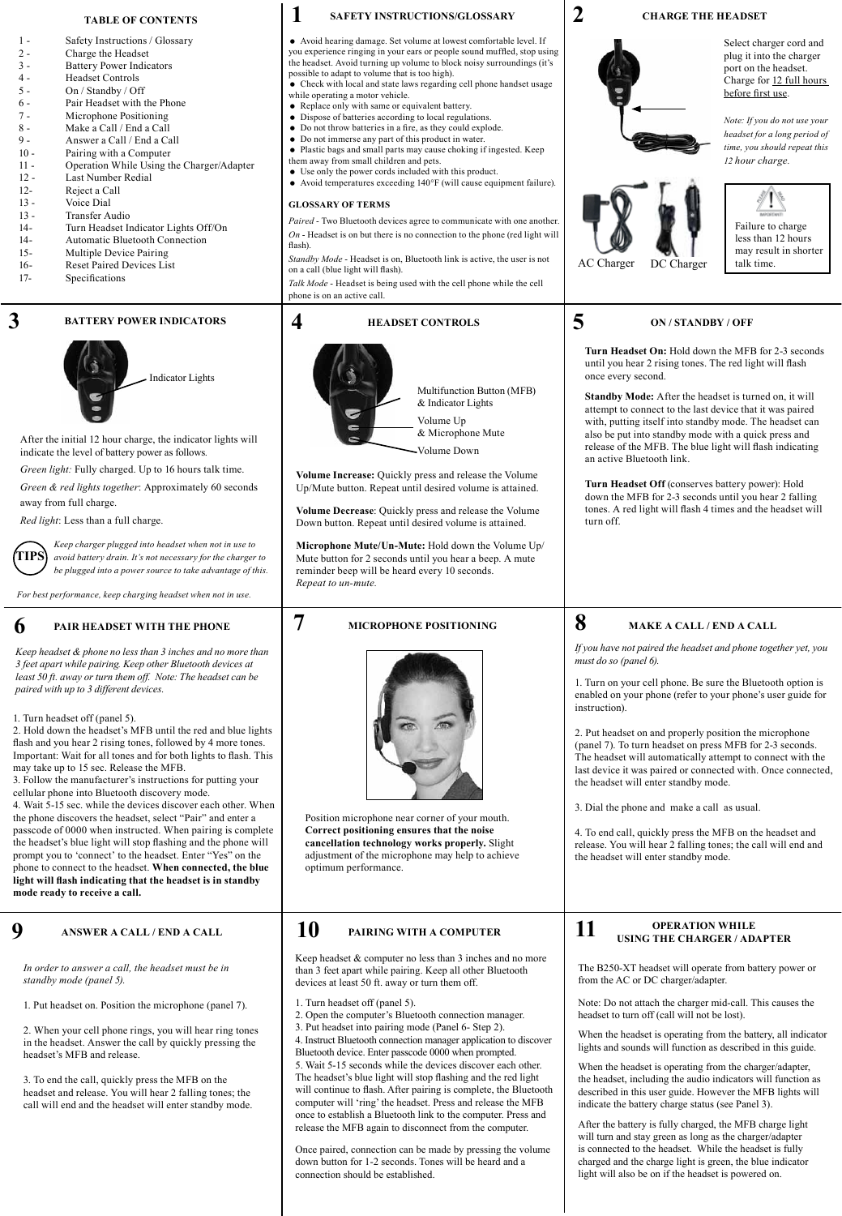## TABLE OF CONTENTS

| | |
|---|---|
| 1 - | Safety Instructions / Glossary |
| 2 - | Charge the Headset |
| 3 - | Battery Power Indicators |
| 4 - | Headset Controls |
| 5 - | On / Standby / Off |
| 6 - | Pair Headset with the Phone |
| 7 - | Microphone Positioning |
| 8 - | Make a Call / End a Call |
| 9 - | Answer a Call / End a Call |
| 10 - | Pairing with a Computer |
| 11 - | Operation While Using the Charger/Adapter |
| 12 - | Last Number Redial |
| 12- | Reject a Call |
| 13 - | Voice Dial |
| 13 - | Transfer Audio |
| 14- | Turn Headset Indicator Lights Off/On |
| 14- | Automatic Bluetooth Connection |
| 15- | Multiple Device Pairing |
| 16- | Reset Paired Devices List |
| 17- | Specifications |

## 1 SAFETY INSTRUCTIONS/GLOSSARY

- Avoid hearing damage. Set volume at lowest comfortable level. If you experience ringing in your ears or people sound muffled, stop using the headset. Avoid turning up volume to block noisy surroundings (it's possible to adapt to volume that is too high).
- Check with local and state laws regarding cell phone handset usage while operating a motor vehicle.
- Replace only with same or equivalent battery.
- Dispose of batteries according to local regulations.
- Do not throw batteries in a fire, as they could explode.
- Do not immerse any part of this product in water.
- Plastic bags and small parts may cause choking if ingested. Keep them away from small children and pets.
- Use only the power cords included with this product.
- Avoid temperatures exceeding 140°F (will cause equipment failure).

**GLOSSARY OF TERMS**

*Paired* - Two Bluetooth devices agree to communicate with one another.

*On* - Headset is on but there is no connection to the phone (red light will flash).

*Standby Mode* - Headset is on, Bluetooth link is active, the user is not on a call (blue light will flash).

*Talk Mode* - Headset is being used with the cell phone while the cell phone is on an active call.

## 2 CHARGE THE HEADSET

Select charger cord and plug it into the charger port on the headset. Charge for 12 full hours before first use.

*Note: If you do not use your headset for a long period of time, you should repeat this 12 hour charge.*

AC Charger

DC Charger

IMPORTANT

Failure to charge less than 12 hours may result in shorter talk time.

## 3 BATTERY POWER INDICATORS

Indicator Lights

After the initial 12 hour charge, the indicator lights will indicate the level of battery power as follows.

*Green light:* Fully charged. Up to 16 hours talk time.

*Green & red lights together*: Approximately 60 seconds away from full charge.

*Red light*: Less than a full charge.

**TIPS** *Keep charger plugged into headset when not in use to avoid battery drain. It's not necessary for the charger to be plugged into a power source to take advantage of this.*

*For best performance, keep charging headset when not in use.*

## 4 HEADSET CONTROLS

Multifunction Button (MFB) & Indicator Lights

Volume Up & Microphone Mute

Volume Down

**Volume Increase:** Quickly press and release the Volume Up/Mute button. Repeat until desired volume is attained.

**Volume Decrease**: Quickly press and release the Volume Down button. Repeat until desired volume is attained.

**Microphone Mute/Un-Mute:** Hold down the Volume Up/ Mute button for 2 seconds until you hear a beep. A mute reminder beep will be heard every 10 seconds.
*Repeat to un-mute.*

## 5 ON / STANDBY / OFF

**Turn Headset On:** Hold down the MFB for 2-3 seconds until you hear 2 rising tones. The red light will flash once every second.

**Standby Mode:** After the headset is turned on, it will attempt to connect to the last device that it was paired with, putting itself into standby mode. The headset can also be put into standby mode with a quick press and release of the MFB. The blue light will flash indicating an active Bluetooth link.

**Turn Headset Off** (conserves battery power): Hold down the MFB for 2-3 seconds until you hear 2 falling tones. A red light will flash 4 times and the headset will turn off.

## 6 PAIR HEADSET WITH THE PHONE

*Keep headset & phone no less than 3 inches and no more than 3 feet apart while pairing. Keep other Bluetooth devices at least 50 ft. away or turn them off. Note: The headset can be paired with up to 3 different devices.*

1. Turn headset off (panel 5).
2. Hold down the headset's MFB until the red and blue lights flash and you hear 2 rising tones, followed by 4 more tones. Important: Wait for all tones and for both lights to flash. This may take up to 15 sec. Release the MFB.
3. Follow the manufacturer's instructions for putting your cellular phone into Bluetooth discovery mode.
4. Wait 5-15 sec. while the devices discover each other. When the phone discovers the headset, select "Pair" and enter a passcode of 0000 when instructed. When pairing is complete the headset's blue light will stop flashing and the phone will prompt you to 'connect' to the headset. Enter "Yes" on the phone to connect to the headset. **When connected, the blue light will flash indicating that the headset is in standby mode ready to receive a call.**

## 7 MICROPHONE POSITIONING

Position microphone near corner of your mouth. **Correct positioning ensures that the noise cancellation technology works properly.** Slight adjustment of the microphone may help to achieve optimum performance.

## 8 MAKE A CALL / END A CALL

*If you have not paired the headset and phone together yet, you must do so (panel 6).*

1. Turn on your cell phone. Be sure the Bluetooth option is enabled on your phone (refer to your phone's user guide for instruction).

2. Put headset on and properly position the microphone (panel 7). To turn headset on press MFB for 2-3 seconds. The headset will automatically attempt to connect with the last device it was paired or connected with. Once connected, the headset will enter standby mode.

3. Dial the phone and make a call as usual.

4. To end call, quickly press the MFB on the headset and release. You will hear 2 falling tones; the call will end and the headset will enter standby mode.

## 9 ANSWER A CALL / END A CALL

*In order to answer a call, the headset must be in standby mode (panel 5).*

1. Put headset on. Position the microphone (panel 7).

2. When your cell phone rings, you will hear ring tones in the headset. Answer the call by quickly pressing the headset's MFB and release.

3. To end the call, quickly press the MFB on the headset and release. You will hear 2 falling tones; the call will end and the headset will enter standby mode.

## 10 PAIRING WITH A COMPUTER

Keep headset & computer no less than 3 inches and no more than 3 feet apart while pairing. Keep all other Bluetooth devices at least 50 ft. away or turn them off.

1. Turn headset off (panel 5).
2. Open the computer's Bluetooth connection manager.
3. Put headset into pairing mode (Panel 6- Step 2).
4. Instruct Bluetooth connection manager application to discover Bluetooth device. Enter passcode 0000 when prompted.
5. Wait 5-15 seconds while the devices discover each other. The headset's blue light will stop flashing and the red light will continue to flash. After pairing is complete, the Bluetooth computer will 'ring' the headset. Press and release the MFB once to establish a Bluetooth link to the computer. Press and release the MFB again to disconnect from the computer.

Once paired, connection can be made by pressing the volume down button for 1-2 seconds. Tones will be heard and a connection should be established.

## 11 OPERATION WHILE USING THE CHARGER / ADAPTER

The B250-XT headset will operate from battery power or from the AC or DC charger/adapter.

Note: Do not attach the charger mid-call. This causes the headset to turn off (call will not be lost).

When the headset is operating from the battery, all indicator lights and sounds will function as described in this guide.

When the headset is operating from the charger/adapter, the headset, including the audio indicators will function as described in this user guide. However the MFB lights will indicate the battery charge status (see Panel 3).

After the battery is fully charged, the MFB charge light will turn and stay green as long as the charger/adapter is connected to the headset. While the headset is fully charged and the charge light is green, the blue indicator light will also be on if the headset is powered on.